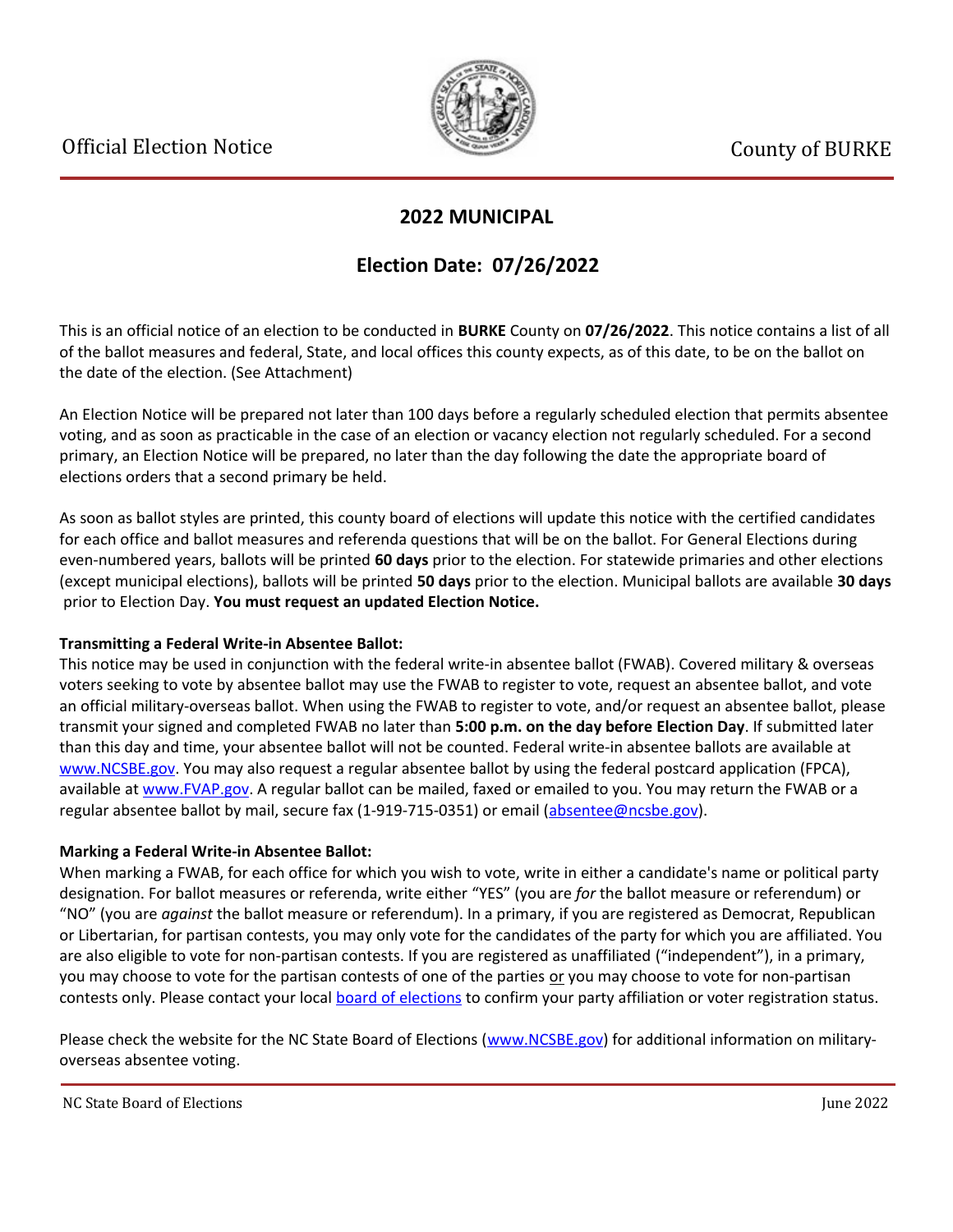Official Election Notice

County of BURKE

## 2022 MUNICIPAL

## Election Date: 07/26/2022

This is an official notice of an election to be conducted in **BURKE** County on **07/26/2022**. This notice contains a list of all of the ballot measures and federal, State, and local offices this county expects, as of this date, to be on the ballot on the date of the election. (See Attachment)

An Election Notice will be prepared not later than 100 days before a regularly scheduled election that permits absentee voting, and as soon as practicable in the case of an election or vacancy election not regularly scheduled. For a second primary, an Election Notice will be prepared, no later than the day following the date the appropriate board of elections orders that a second primary be held.

As soon as ballot styles are printed, this county board of elections will update this notice with the certified candidates for each office and ballot measures and referenda questions that will be on the ballot. For General Elections during even-numbered years, ballots will be printed **60 days** prior to the election. For statewide primaries and other elections (except municipal elections), ballots will be printed **50 days** prior to the election. Municipal ballots are available **30 days** prior to Election Day. **You must request an updated Election Notice.**

**Transmitting a Federal Write-in Absentee Ballot:**
This notice may be used in conjunction with the federal write-in absentee ballot (FWAB). Covered military & overseas voters seeking to vote by absentee ballot may use the FWAB to register to vote, request an absentee ballot, and vote an official military-overseas ballot. When using the FWAB to register to vote, and/or request an absentee ballot, please transmit your signed and completed FWAB no later than **5:00 p.m. on the day before Election Day**. If submitted later than this day and time, your absentee ballot will not be counted. Federal write-in absentee ballots are available at www.NCSBE.gov. You may also request a regular absentee ballot by using the federal postcard application (FPCA), available at www.FVAP.gov. A regular ballot can be mailed, faxed or emailed to you. You may return the FWAB or a regular absentee ballot by mail, secure fax (1-919-715-0351) or email (absentee@ncsbe.gov).

**Marking a Federal Write-in Absentee Ballot:**
When marking a FWAB, for each office for which you wish to vote, write in either a candidate's name or political party designation. For ballot measures or referenda, write either "YES" (you are *for* the ballot measure or referendum) or "NO" (you are *against* the ballot measure or referendum). In a primary, if you are registered as Democrat, Republican or Libertarian, for partisan contests, you may only vote for the candidates of the party for which you are affiliated. You are also eligible to vote for non-partisan contests. If you are registered as unaffiliated ("independent"), in a primary, you may choose to vote for the partisan contests of one of the parties or you may choose to vote for non-partisan contests only. Please contact your local board of elections to confirm your party affiliation or voter registration status.

Please check the website for the NC State Board of Elections (www.NCSBE.gov) for additional information on military-overseas absentee voting.

NC State Board of Elections

June 2022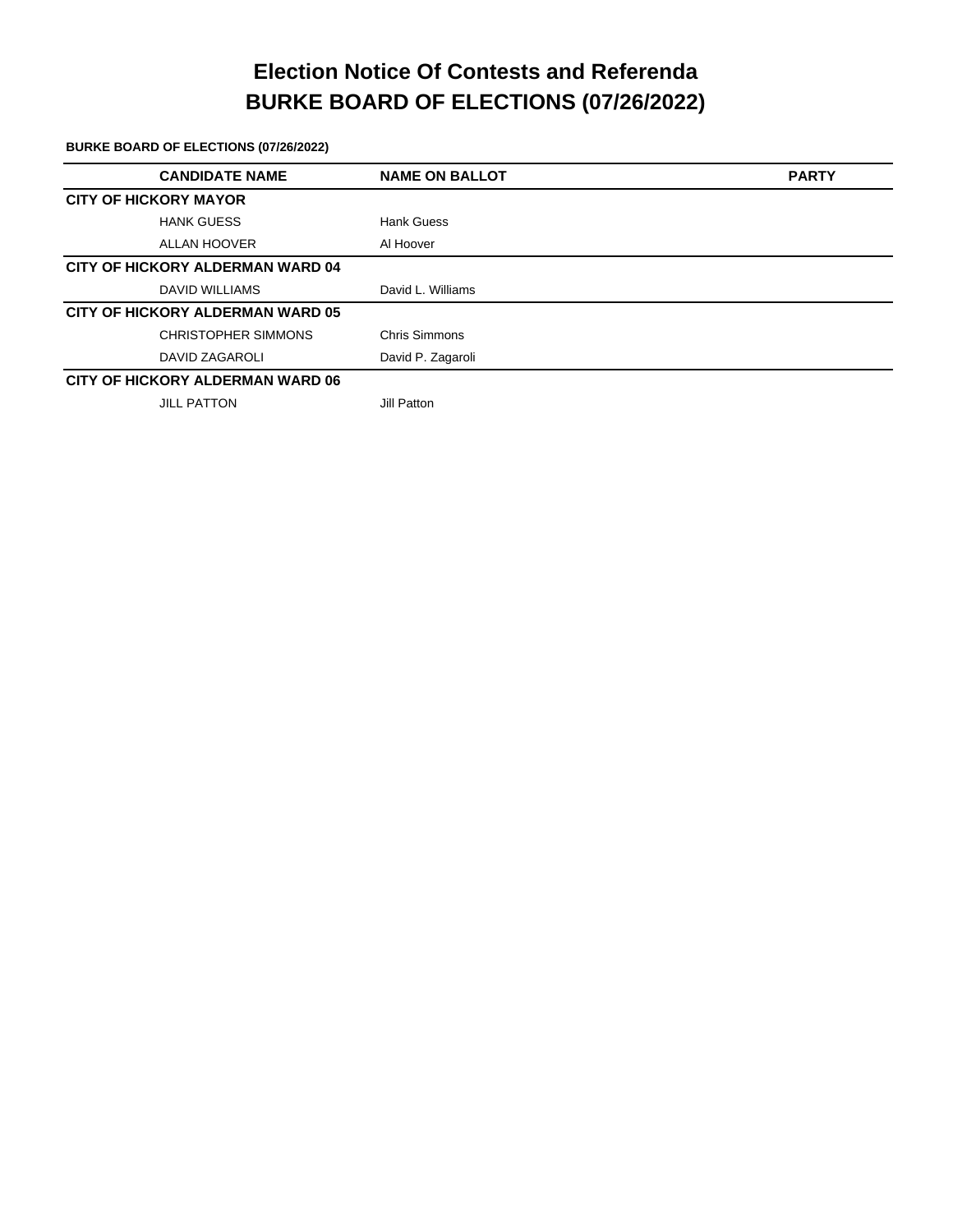# Election Notice Of Contests and Referenda
# BURKE BOARD OF ELECTIONS (07/26/2022)

**BURKE BOARD OF ELECTIONS (07/26/2022)**

| CANDIDATE NAME | NAME ON BALLOT | PARTY |
|---|---|---|
| **CITY OF HICKORY MAYOR** | | |
| HANK GUESS | Hank Guess | |
| ALLAN HOOVER | Al Hoover | |
| **CITY OF HICKORY ALDERMAN WARD 04** | | |
| DAVID WILLIAMS | David L. Williams | |
| **CITY OF HICKORY ALDERMAN WARD 05** | | |
| CHRISTOPHER SIMMONS | Chris Simmons | |
| DAVID ZAGAROLI | David P. Zagaroli | |
| **CITY OF HICKORY ALDERMAN WARD 06** | | |
| JILL PATTON | Jill Patton | |